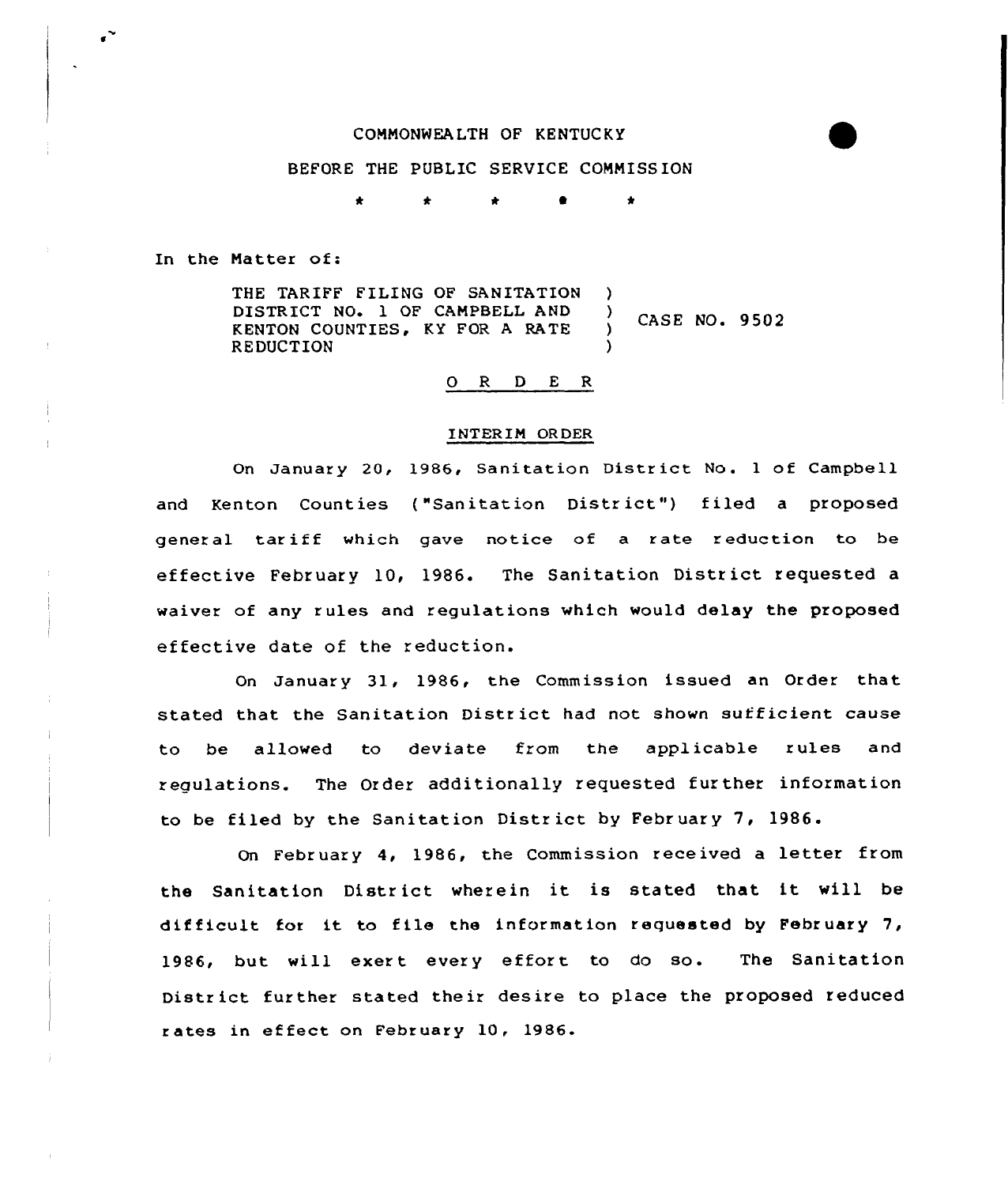COMMONWEALTH OF KENTUCKY

BEFORE THE PUBLIC SERVICE COMMISSION

\* \* \* \* \*

In the Matter of:

THE TARIFF FILING OF SANITATION DISTRICT NO. 1 OF CAMPBELL AND KENTON COUNTIES, KY FOR A RATE REDUCTION ) CASE NO. 9502

O R D E R

INTERIM ORDER

On January 20, 1986, Sanitation District No. 1 of Campbell and Kenton Counties ("Sanitation District") filed a proposed general tariff which gave notice of a rate reduction to be effective February 10, 1986. The Sanitation District requested a waiver of any rules and regulations which would delay the proposed effective date of the reduction.

On January 31, 1986, the Commission issued an Order that stated that the Sanitation District had not shown sufficient cause to be allowed to deviate from the applicable rules and regulations. The Order additionally requested further information to be filed by the Sanitation District by February 7, 1986.

On February 4, 1986, the Commission received a letter from the Sanitation District wherein it is stated that it will be difficult for it to file the information requested by February 7, 1986, but will exert every effort to do so. The Sanitation District further stated their desire to place the proposed reduced rates in effect on February 10, 1986.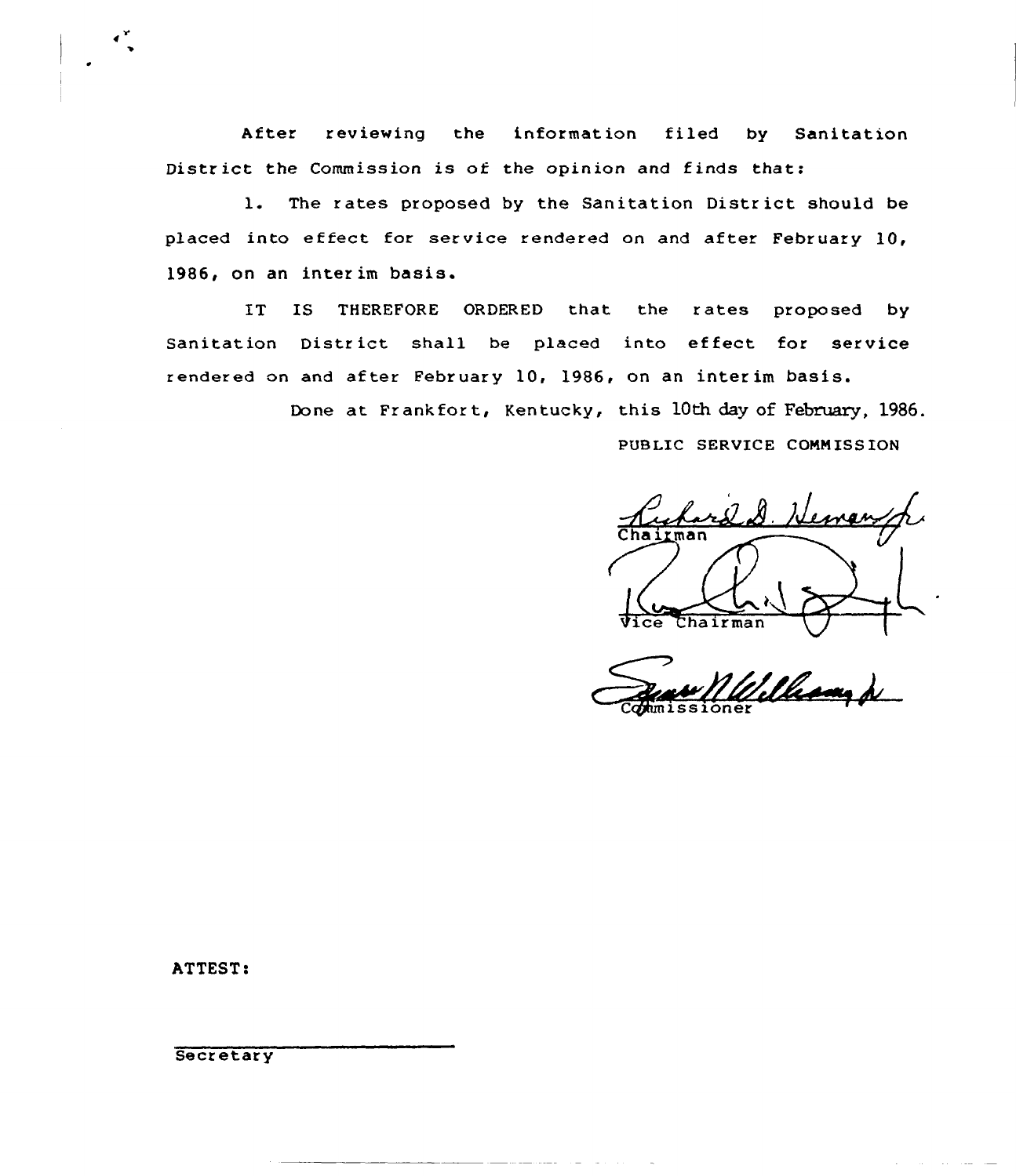After reviewing the information filed by Sanitation District the Commission is of the opinion and finds that:

1. The rates proposed by the Sanitation District should be placed into effect for service rendered on and after February 10, 1986, on an interim basis.

IT IS THEREFORE ORDERED that the rates proposed by Sanitation District shall be placed into effect for service rendered on and after February 10, 1986, on an interim basis.

Done at Frankfort, Kentucky, this 10th day of February, 1986.

PUBLIC SERVICE COMMISSION

Chairman

Vice Chairman

Commissioner

ATTEST:

Secretary